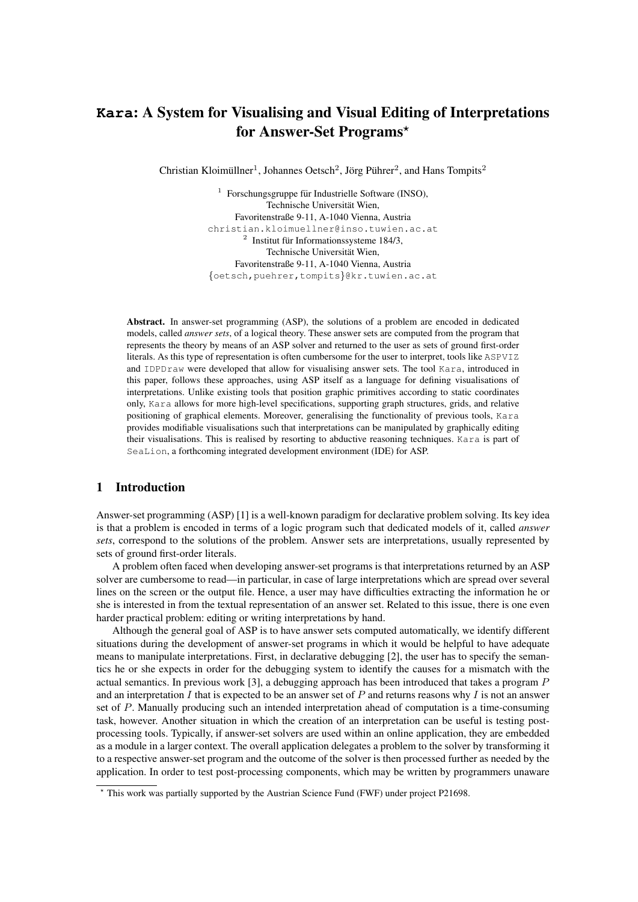# Kara: A System for Visualising and Visual Editing of Interpretations for Answer-Set Programs*

Christian Kloimüllner[1], Johannes Oetsch[2], Jörg Pührer[2], and Hans Tompits[2]

[1] Forschungsgruppe für Industrielle Software (INSO),
Technische Universität Wien,
Favoritenstraße 9-11, A-1040 Vienna, Austria
christian.kloimuellner@inso.tuwien.ac.at

[2] Institut für Informationssysteme 184/3,
Technische Universität Wien,
Favoritenstraße 9-11, A-1040 Vienna, Austria
{oetsch,puehrer,tompits}@kr.tuwien.ac.at

**Abstract.** In answer-set programming (ASP), the solutions of a problem are encoded in dedicated models, called *answer sets*, of a logical theory. These answer sets are computed from the program that represents the theory by means of an ASP solver and returned to the user as sets of ground first-order literals. As this type of representation is often cumbersome for the user to interpret, tools like ASPVIZ and IDPDraw were developed that allow for visualising answer sets. The tool Kara, introduced in this paper, follows these approaches, using ASP itself as a language for defining visualisations of interpretations. Unlike existing tools that position graphic primitives according to static coordinates only, Kara allows for more high-level specifications, supporting graph structures, grids, and relative positioning of graphical elements. Moreover, generalising the functionality of previous tools, Kara provides modifiable visualisations such that interpretations can be manipulated by graphically editing their visualisations. This is realised by resorting to abductive reasoning techniques. Kara is part of SeaLion, a forthcoming integrated development environment (IDE) for ASP.

## 1 Introduction

Answer-set programming (ASP) [1] is a well-known paradigm for declarative problem solving. Its key idea is that a problem is encoded in terms of a logic program such that dedicated models of it, called *answer sets*, correspond to the solutions of the problem. Answer sets are interpretations, usually represented by sets of ground first-order literals.

A problem often faced when developing answer-set programs is that interpretations returned by an ASP solver are cumbersome to read—in particular, in case of large interpretations which are spread over several lines on the screen or the output file. Hence, a user may have difficulties extracting the information he or she is interested in from the textual representation of an answer set. Related to this issue, there is one even harder practical problem: editing or writing interpretations by hand.

Although the general goal of ASP is to have answer sets computed automatically, we identify different situations during the development of answer-set programs in which it would be helpful to have adequate means to manipulate interpretations. First, in declarative debugging [2], the user has to specify the semantics he or she expects in order for the debugging system to identify the causes for a mismatch with the actual semantics. In previous work [3], a debugging approach has been introduced that takes a program $P$ and an interpretation $I$ that is expected to be an answer set of $P$ and returns reasons why $I$ is not an answer set of $P$. Manually producing such an intended interpretation ahead of computation is a time-consuming task, however. Another situation in which the creation of an interpretation can be useful is testing post-processing tools. Typically, if answer-set solvers are used within an online application, they are embedded as a module in a larger context. The overall application delegates a problem to the solver by transforming it to a respective answer-set program and the outcome of the solver is then processed further as needed by the application. In order to test post-processing components, which may be written by programmers unaware

* This work was partially supported by the Austrian Science Fund (FWF) under project P21698.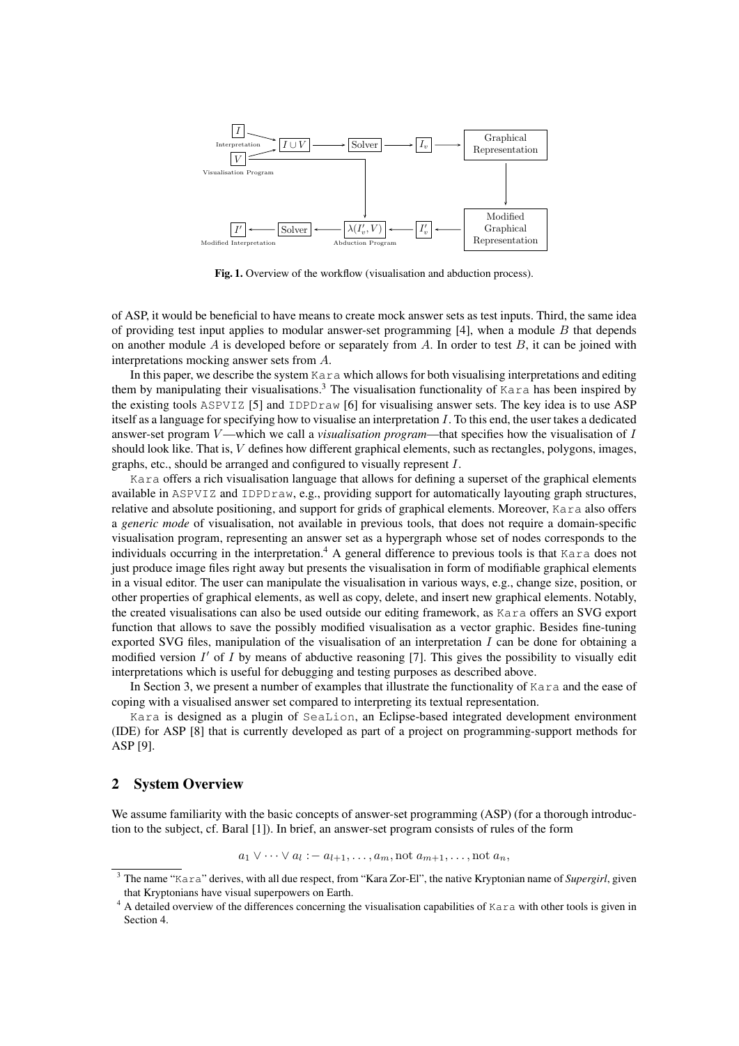**Fig. 1.** Overview of the workflow (visualisation and abduction process).

of ASP, it would be beneficial to have means to create mock answer sets as test inputs. Third, the same idea of providing test input applies to modular answer-set programming [4], when a module $B$ that depends on another module $A$ is developed before or separately from $A$. In order to test $B$, it can be joined with interpretations mocking answer sets from $A$.

In this paper, we describe the system `Kara` which allows for both visualising interpretations and editing them by manipulating their visualisations.[3] The visualisation functionality of `Kara` has been inspired by the existing tools `ASPVIZ` [5] and `IDPDraw` [6] for visualising answer sets. The key idea is to use ASP itself as a language for specifying how to visualise an interpretation $I$. To this end, the user takes a dedicated answer-set program $V$—which we call a *visualisation program*—that specifies how the visualisation of $I$ should look like. That is, $V$ defines how different graphical elements, such as rectangles, polygons, images, graphs, etc., should be arranged and configured to visually represent $I$.

`Kara` offers a rich visualisation language that allows for defining a superset of the graphical elements available in `ASPVIZ` and `IDPDraw`, e.g., providing support for automatically layouting graph structures, relative and absolute positioning, and support for grids of graphical elements. Moreover, `Kara` also offers a *generic mode* of visualisation, not available in previous tools, that does not require a domain-specific visualisation program, representing an answer set as a hypergraph whose set of nodes corresponds to the individuals occurring in the interpretation.[4] A general difference to previous tools is that `Kara` does not just produce image files right away but presents the visualisation in form of modifiable graphical elements in a visual editor. The user can manipulate the visualisation in various ways, e.g., change size, position, or other properties of graphical elements, as well as copy, delete, and insert new graphical elements. Notably, the created visualisations can also be used outside our editing framework, as `Kara` offers an SVG export function that allows to save the possibly modified visualisation as a vector graphic. Besides fine-tuning exported SVG files, manipulation of the visualisation of an interpretation $I$ can be done for obtaining a modified version $I'$ of $I$ by means of abductive reasoning [7]. This gives the possibility to visually edit interpretations which is useful for debugging and testing purposes as described above.

In Section 3, we present a number of examples that illustrate the functionality of `Kara` and the ease of coping with a visualised answer set compared to interpreting its textual representation.

`Kara` is designed as a plugin of `SeaLion`, an Eclipse-based integrated development environment (IDE) for ASP [8] that is currently developed as part of a project on programming-support methods for ASP [9].

## 2 System Overview

We assume familiarity with the basic concepts of answer-set programming (ASP) (for a thorough introduction to the subject, cf. Baral [1]). In brief, an answer-set program consists of rules of the form

$$a_1 \vee \cdots \vee a_l :- a_{l+1}, \ldots, a_m, \text{not } a_{m+1}, \ldots, \text{not } a_n,$$

[3] The name "`Kara`" derives, with all due respect, from "Kara Zor-El", the native Kryptonian name of *Supergirl*, given that Kryptonians have visual superpowers on Earth.

[4] A detailed overview of the differences concerning the visualisation capabilities of `Kara` with other tools is given in Section 4.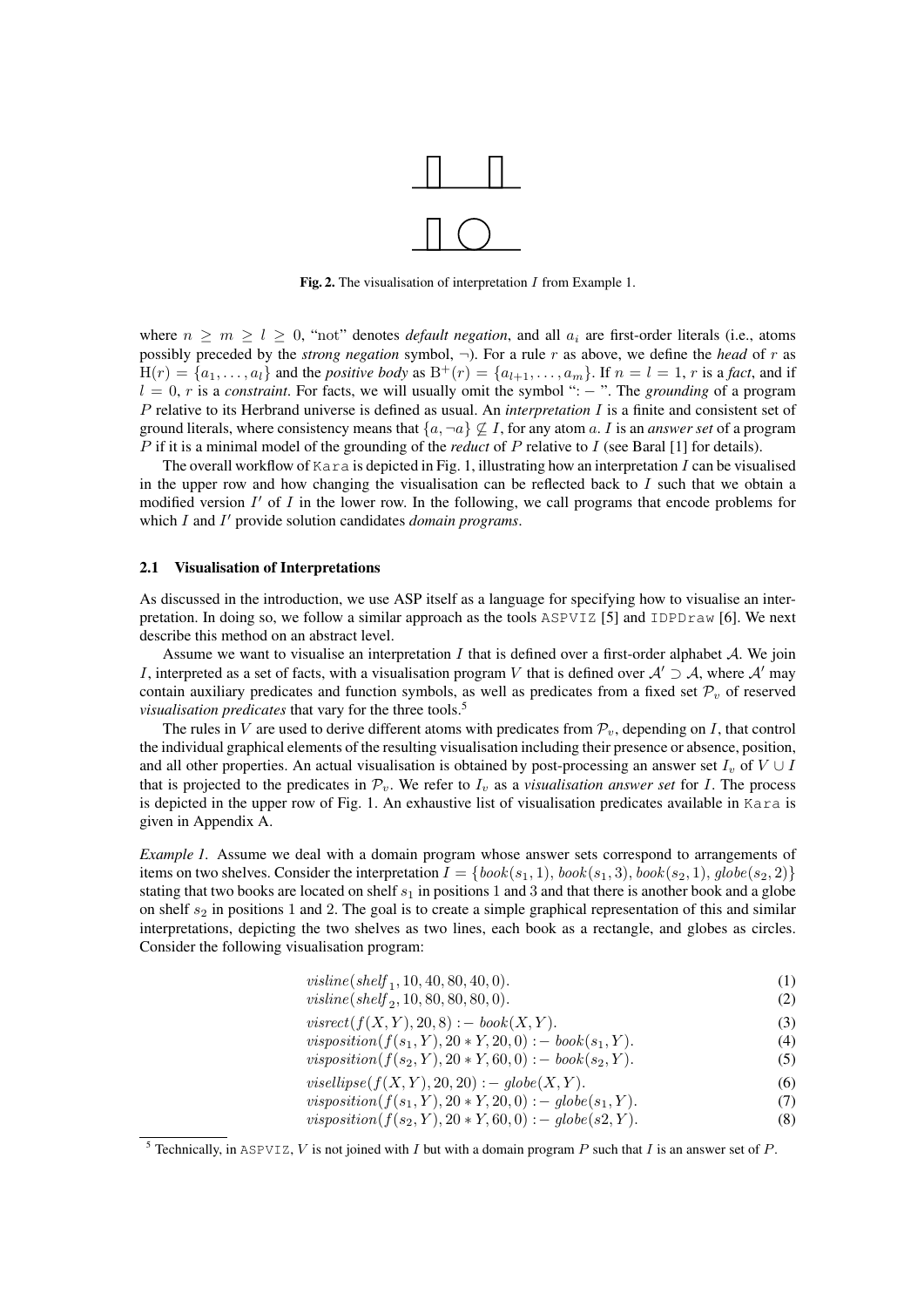Fig. 2. The visualisation of interpretation $I$ from Example 1.

where $n \geq m \geq l \geq 0$, "not" denotes *default negation*, and all $a_i$ are first-order literals (i.e., atoms possibly preceded by the *strong negation* symbol, $\neg$). For a rule $r$ as above, we define the *head* of $r$ as $\mathrm{H}(r) = \{a_1, \ldots, a_l\}$ and the *positive body* as $\mathrm{B}^+(r) = \{a_{l+1}, \ldots, a_m\}$. If $n = l = 1$, $r$ is a *fact*, and if $l = 0$, $r$ is a *constraint*. For facts, we will usually omit the symbol "$:-$". The *grounding* of a program $P$ relative to its Herbrand universe is defined as usual. An *interpretation* $I$ is a finite and consistent set of ground literals, where consistency means that $\{a, \neg a\} \not\subseteq I$, for any atom $a$. $I$ is an *answer set* of a program $P$ if it is a minimal model of the grounding of the *reduct* of $P$ relative to $I$ (see Baral [1] for details).

The overall workflow of `Kara` is depicted in Fig. 1, illustrating how an interpretation $I$ can be visualised in the upper row and how changing the visualisation can be reflected back to $I$ such that we obtain a modified version $I'$ of $I$ in the lower row. In the following, we call programs that encode problems for which $I$ and $I'$ provide solution candidates *domain programs*.

### 2.1 Visualisation of Interpretations

As discussed in the introduction, we use ASP itself as a language for specifying how to visualise an interpretation. In doing so, we follow a similar approach as the tools `ASPVIZ` [5] and `IDPDraw` [6]. We next describe this method on an abstract level.

Assume we want to visualise an interpretation $I$ that is defined over a first-order alphabet $\mathcal{A}$. We join $I$, interpreted as a set of facts, with a visualisation program $V$ that is defined over $\mathcal{A}' \supset \mathcal{A}$, where $\mathcal{A}'$ may contain auxiliary predicates and function symbols, as well as predicates from a fixed set $\mathcal{P}_v$ of reserved *visualisation predicates* that vary for the three tools.[5]

The rules in $V$ are used to derive different atoms with predicates from $\mathcal{P}_v$, depending on $I$, that control the individual graphical elements of the resulting visualisation including their presence or absence, position, and all other properties. An actual visualisation is obtained by post-processing an answer set $I_v$ of $V \cup I$ that is projected to the predicates in $\mathcal{P}_v$. We refer to $I_v$ as a *visualisation answer set* for $I$. The process is depicted in the upper row of Fig. 1. An exhaustive list of visualisation predicates available in `Kara` is given in Appendix A.

*Example 1.* Assume we deal with a domain program whose answer sets correspond to arrangements of items on two shelves. Consider the interpretation $I = \{book(s_1, 1), book(s_1, 3), book(s_2, 1), globe(s_2, 2)\}$ stating that two books are located on shelf $s_1$ in positions 1 and 3 and that there is another book and a globe on shelf $s_2$ in positions 1 and 2. The goal is to create a simple graphical representation of this and similar interpretations, depicting the two shelves as two lines, each book as a rectangle, and globes as circles. Consider the following visualisation program:

$$visline(shelf_1, 10, 40, 80, 40, 0). \quad (1)$$
$$visline(shelf_2, 10, 80, 80, 80, 0). \quad (2)$$
$$visrect(f(X, Y), 20, 8) :- book(X, Y). \quad (3)$$
$$visposition(f(s_1, Y), 20 * Y, 20, 0) :- book(s_1, Y). \quad (4)$$
$$visposition(f(s_2, Y), 20 * Y, 60, 0) :- book(s_2, Y). \quad (5)$$
$$visellipse(f(X, Y), 20, 20) :- globe(X, Y). \quad (6)$$
$$visposition(f(s_1, Y), 20 * Y, 20, 0) :- globe(s_1, Y). \quad (7)$$
$$visposition(f(s_2, Y), 20 * Y, 60, 0) :- globe(s2, Y). \quad (8)$$

[5] Technically, in `ASPVIZ`, $V$ is not joined with $I$ but with a domain program $P$ such that $I$ is an answer set of $P$.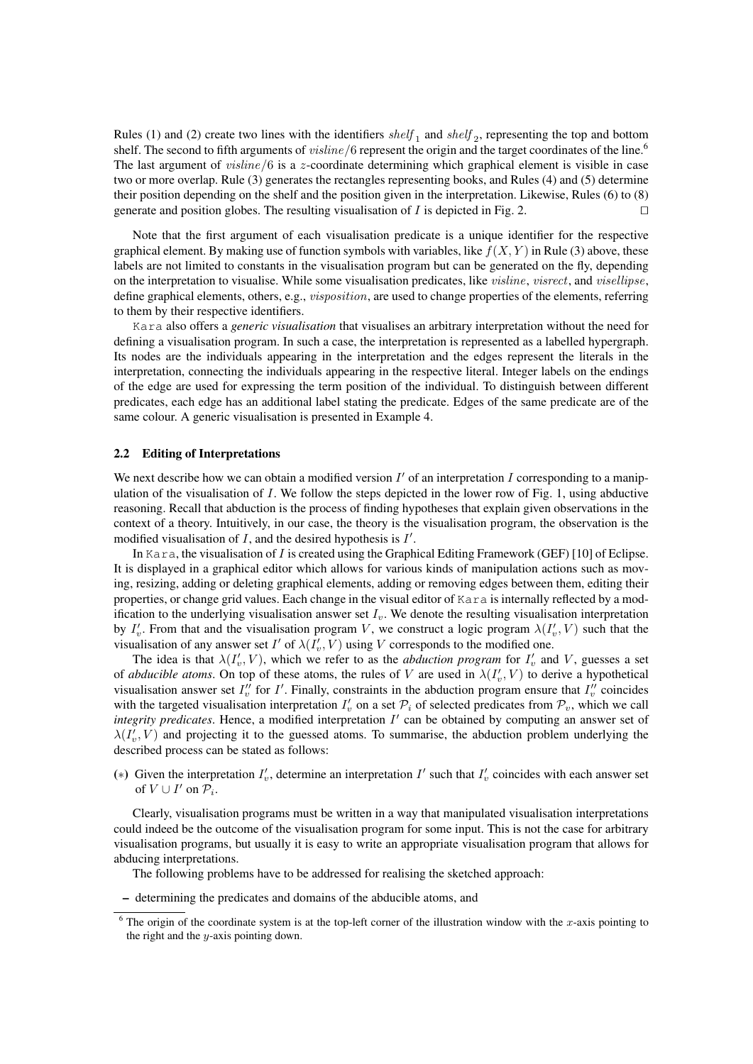Rules (1) and (2) create two lines with the identifiers $shelf_1$ and $shelf_2$, representing the top and bottom shelf. The second to fifth arguments of $visline/6$ represent the origin and the target coordinates of the line.[6] The last argument of $visline/6$ is a $z$-coordinate determining which graphical element is visible in case two or more overlap. Rule (3) generates the rectangles representing books, and Rules (4) and (5) determine their position depending on the shelf and the position given in the interpretation. Likewise, Rules (6) to (8) generate and position globes. The resulting visualisation of $I$ is depicted in Fig. 2. □

Note that the first argument of each visualisation predicate is a unique identifier for the respective graphical element. By making use of function symbols with variables, like $f(X, Y)$ in Rule (3) above, these labels are not limited to constants in the visualisation program but can be generated on the fly, depending on the interpretation to visualise. While some visualisation predicates, like $visline$, $visrect$, and $visellipse$, define graphical elements, others, e.g., $visposition$, are used to change properties of the elements, referring to them by their respective identifiers.

`Kara` also offers a *generic visualisation* that visualises an arbitrary interpretation without the need for defining a visualisation program. In such a case, the interpretation is represented as a labelled hypergraph. Its nodes are the individuals appearing in the interpretation and the edges represent the literals in the interpretation, connecting the individuals appearing in the respective literal. Integer labels on the endings of the edge are used for expressing the term position of the individual. To distinguish between different predicates, each edge has an additional label stating the predicate. Edges of the same predicate are of the same colour. A generic visualisation is presented in Example 4.

### 2.2 Editing of Interpretations

We next describe how we can obtain a modified version $I'$ of an interpretation $I$ corresponding to a manipulation of the visualisation of $I$. We follow the steps depicted in the lower row of Fig. 1, using abductive reasoning. Recall that abduction is the process of finding hypotheses that explain given observations in the context of a theory. Intuitively, in our case, the theory is the visualisation program, the observation is the modified visualisation of $I$, and the desired hypothesis is $I'$.

In `Kara`, the visualisation of $I$ is created using the Graphical Editing Framework (GEF) [10] of Eclipse. It is displayed in a graphical editor which allows for various kinds of manipulation actions such as moving, resizing, adding or deleting graphical elements, adding or removing edges between them, editing their properties, or change grid values. Each change in the visual editor of `Kara` is internally reflected by a modification to the underlying visualisation answer set $I_v$. We denote the resulting visualisation interpretation by $I'_v$. From that and the visualisation program $V$, we construct a logic program $\lambda(I'_v, V)$ such that the visualisation of any answer set $I'$ of $\lambda(I'_v, V)$ using $V$ corresponds to the modified one.

The idea is that $\lambda(I'_v, V)$, which we refer to as the *abduction program* for $I'_v$ and $V$, guesses a set of *abducible atoms*. On top of these atoms, the rules of $V$ are used in $\lambda(I'_v, V)$ to derive a hypothetical visualisation answer set $I''_v$ for $I'$. Finally, constraints in the abduction program ensure that $I''_v$ coincides with the targeted visualisation interpretation $I'_v$ on a set $\mathcal{P}_i$ of selected predicates from $\mathcal{P}_v$, which we call *integrity predicates*. Hence, a modified interpretation $I'$ can be obtained by computing an answer set of $\lambda(I'_v, V)$ and projecting it to the guessed atoms. To summarise, the abduction problem underlying the described process can be stated as follows:

(∗) Given the interpretation $I'_v$, determine an interpretation $I'$ such that $I'_v$ coincides with each answer set of $V \cup I'$ on $\mathcal{P}_i$.

Clearly, visualisation programs must be written in a way that manipulated visualisation interpretations could indeed be the outcome of the visualisation program for some input. This is not the case for arbitrary visualisation programs, but usually it is easy to write an appropriate visualisation program that allows for abducing interpretations.

The following problems have to be addressed for realising the sketched approach:

- determining the predicates and domains of the abducible atoms, and

[6] The origin of the coordinate system is at the top-left corner of the illustration window with the $x$-axis pointing to the right and the $y$-axis pointing down.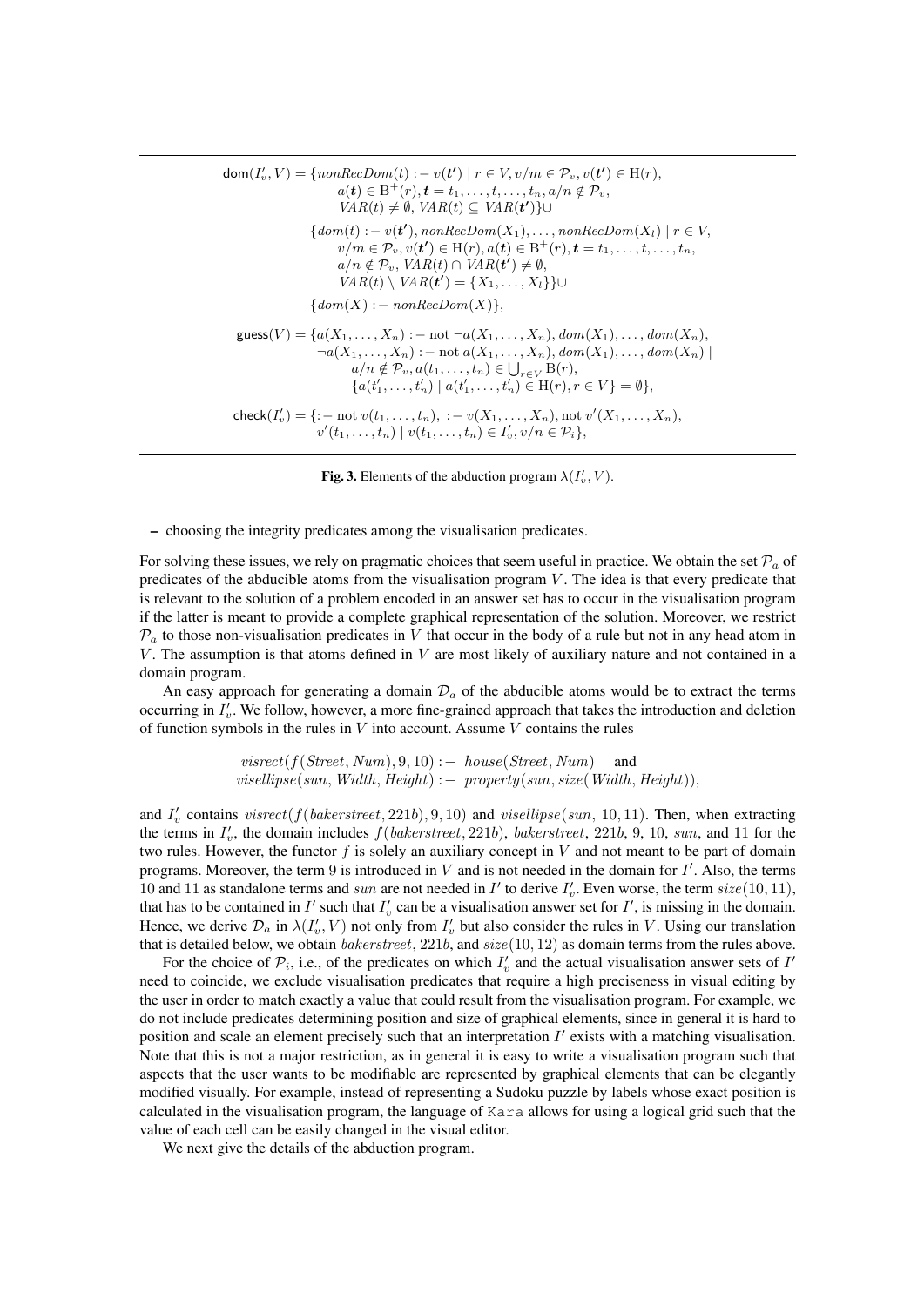$$
\begin{aligned}
\mathsf{dom}(I'_v, V) = \{ & \mathit{nonRecDom}(t) :- v(\boldsymbol{t'}) \mid r \in V, v/m \in \mathcal{P}_v, v(\boldsymbol{t'}) \in \mathrm{H}(r), \\
& a(\boldsymbol{t}) \in \mathrm{B}^+(r), \boldsymbol{t} = t_1, \ldots, t, \ldots, t_n, a/n \notin \mathcal{P}_v, \\
& \mathit{VAR}(t) \neq \emptyset, \mathit{VAR}(t) \subseteq \mathit{VAR}(\boldsymbol{t'})\} \cup \\
\{ & \mathit{dom}(t) :- v(\boldsymbol{t'}), \mathit{nonRecDom}(X_1), \ldots, \mathit{nonRecDom}(X_l) \mid r \in V, \\
& v/m \in \mathcal{P}_v, v(\boldsymbol{t'}) \in \mathrm{H}(r), a(\boldsymbol{t}) \in \mathrm{B}^+(r), \boldsymbol{t} = t_1, \ldots, t, \ldots, t_n, \\
& a/n \notin \mathcal{P}_v, \mathit{VAR}(t) \cap \mathit{VAR}(\boldsymbol{t'}) \neq \emptyset, \\
& \mathit{VAR}(t) \setminus \mathit{VAR}(\boldsymbol{t'}) = \{X_1, \ldots, X_l\}\} \cup \\
\{ & \mathit{dom}(X) :- \mathit{nonRecDom}(X)\}, \\
\mathsf{guess}(V) = \{ & a(X_1, \ldots, X_n) :- \text{not } \neg a(X_1, \ldots, X_n), \mathit{dom}(X_1), \ldots, \mathit{dom}(X_n), \\
& \neg a(X_1, \ldots, X_n) :- \text{not } a(X_1, \ldots, X_n), \mathit{dom}(X_1), \ldots, \mathit{dom}(X_n) \mid \\
& a/n \notin \mathcal{P}_v, a(t_1, \ldots, t_n) \in \textstyle\bigcup_{r \in V} \mathrm{B}(r), \\
& \{a(t'_1, \ldots, t'_n) \mid a(t'_1, \ldots, t'_n) \in \mathrm{H}(r), r \in V\} = \emptyset\}, \\
\mathsf{check}(I'_v) = \{ & :- \text{not } v(t_1, \ldots, t_n),\ :- v(X_1, \ldots, X_n), \text{not } v'(X_1, \ldots, X_n), \\
& v'(t_1, \ldots, t_n) \mid v(t_1, \ldots, t_n) \in I'_v, v/n \in \mathcal{P}_i\},
\end{aligned}
$$

**Fig. 3.** Elements of the abduction program $\lambda(I'_v, V)$.

– choosing the integrity predicates among the visualisation predicates.

For solving these issues, we rely on pragmatic choices that seem useful in practice. We obtain the set $\mathcal{P}_a$ of predicates of the abducible atoms from the visualisation program $V$. The idea is that every predicate that is relevant to the solution of a problem encoded in an answer set has to occur in the visualisation program if the latter is meant to provide a complete graphical representation of the solution. Moreover, we restrict $\mathcal{P}_a$ to those non-visualisation predicates in $V$ that occur in the body of a rule but not in any head atom in $V$. The assumption is that atoms defined in $V$ are most likely of auxiliary nature and not contained in a domain program.

An easy approach for generating a domain $\mathcal{D}_a$ of the abducible atoms would be to extract the terms occurring in $I'_v$. We follow, however, a more fine-grained approach that takes the introduction and deletion of function symbols in the rules in $V$ into account. Assume $V$ contains the rules

$$
\begin{aligned}
&\mathit{visrect}(f(\mathit{Street}, \mathit{Num}), 9, 10) :- \ \mathit{house}(\mathit{Street}, \mathit{Num}) \quad \text{and} \\
&\mathit{visellipse}(\mathit{sun}, \mathit{Width}, \mathit{Height}) :- \ \mathit{property}(\mathit{sun}, \mathit{size}(\mathit{Width}, \mathit{Height})),
\end{aligned}
$$

and $I'_v$ contains $\mathit{visrect}(f(\mathit{bakerstreet}, 221b), 9, 10)$ and $\mathit{visellipse}(\mathit{sun}, 10, 11)$. Then, when extracting the terms in $I'_v$, the domain includes $f(\mathit{bakerstreet}, 221b)$, $\mathit{bakerstreet}$, $221b$, 9, 10, $\mathit{sun}$, and 11 for the two rules. However, the functor $f$ is solely an auxiliary concept in $V$ and not meant to be part of domain programs. Moreover, the term 9 is introduced in $V$ and is not needed in the domain for $I'$. Also, the terms 10 and 11 as standalone terms and $\mathit{sun}$ are not needed in $I'$ to derive $I'_v$. Even worse, the term $\mathit{size}(10, 11)$, that has to be contained in $I'$ such that $I'_v$ can be a visualisation answer set for $I'$, is missing in the domain. Hence, we derive $\mathcal{D}_a$ in $\lambda(I'_v, V)$ not only from $I'_v$ but also consider the rules in $V$. Using our translation that is detailed below, we obtain $\mathit{bakerstreet}$, $221b$, and $\mathit{size}(10, 12)$ as domain terms from the rules above.

For the choice of $\mathcal{P}_i$, i.e., of the predicates on which $I'_v$ and the actual visualisation answer sets of $I'$ need to coincide, we exclude visualisation predicates that require a high preciseness in visual editing by the user in order to match exactly a value that could result from the visualisation program. For example, we do not include predicates determining position and size of graphical elements, since in general it is hard to position and scale an element precisely such that an interpretation $I'$ exists with a matching visualisation. Note that this is not a major restriction, as in general it is easy to write a visualisation program such that aspects that the user wants to be modifiable are represented by graphical elements that can be elegantly modified visually. For example, instead of representing a Sudoku puzzle by labels whose exact position is calculated in the visualisation program, the language of Kara allows for using a logical grid such that the value of each cell can be easily changed in the visual editor.

We next give the details of the abduction program.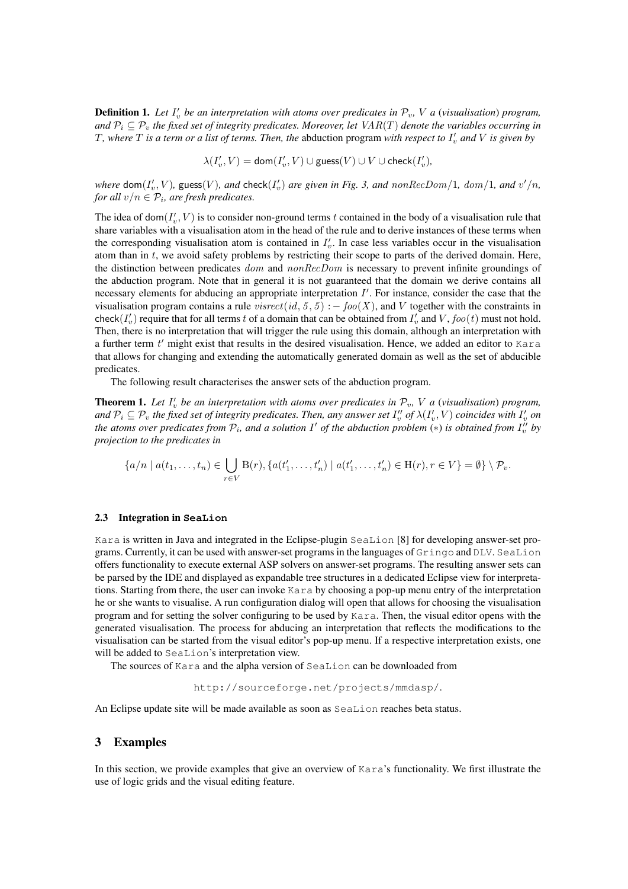**Definition 1.** *Let $I'_v$ be an interpretation with atoms over predicates in $\mathcal{P}_v$, $V$ a (visualisation) program, and $\mathcal{P}_i \subseteq \mathcal{P}_v$ the fixed set of integrity predicates. Moreover, let $VAR(T)$ denote the variables occurring in $T$, where $T$ is a term or a list of terms. Then, the* abduction program *with respect to $I'_v$ and $V$ is given by*

$$\lambda(I'_v, V) = \mathsf{dom}(I'_v, V) \cup \mathsf{guess}(V) \cup V \cup \mathsf{check}(I'_v),$$

*where $\mathsf{dom}(I'_v, V)$, $\mathsf{guess}(V)$, and $\mathsf{check}(I'_v)$ are given in Fig. 3, and $nonRecDom/1$, $dom/1$, and $v'/n$, for all $v/n \in \mathcal{P}_i$, are fresh predicates.*

The idea of $\mathsf{dom}(I'_v, V)$ is to consider non-ground terms $t$ contained in the body of a visualisation rule that share variables with a visualisation atom in the head of the rule and to derive instances of these terms when the corresponding visualisation atom is contained in $I'_v$. In case less variables occur in the visualisation atom than in $t$, we avoid safety problems by restricting their scope to parts of the derived domain. Here, the distinction between predicates $dom$ and $nonRecDom$ is necessary to prevent infinite groundings of the abduction program. Note that in general it is not guaranteed that the domain we derive contains all necessary elements for abducing an appropriate interpretation $I'$. For instance, consider the case that the visualisation program contains a rule $visrect(id, 5, 5) :- foo(X)$, and $V$ together with the constraints in $\mathsf{check}(I'_v)$ require that for all terms $t$ of a domain that can be obtained from $I'_v$ and $V$, $foo(t)$ must not hold. Then, there is no interpretation that will trigger the rule using this domain, although an interpretation with a further term $t'$ might exist that results in the desired visualisation. Hence, we added an editor to `Kara` that allows for changing and extending the automatically generated domain as well as the set of abducible predicates.

The following result characterises the answer sets of the abduction program.

**Theorem 1.** *Let $I'_v$ be an interpretation with atoms over predicates in $\mathcal{P}_v$, $V$ a (visualisation) program, and $\mathcal{P}_i \subseteq \mathcal{P}_v$ the fixed set of integrity predicates. Then, any answer set $I''_v$ of $\lambda(I'_v, V)$ coincides with $I'_v$ on the atoms over predicates from $\mathcal{P}_i$, and a solution $I'$ of the abduction problem $(*)$ is obtained from $I''_v$ by projection to the predicates in*

$$\{a/n \mid a(t_1, \dots, t_n) \in \bigcup_{r \in V} \mathrm{B}(r), \{a(t'_1, \dots, t'_n) \mid a(t'_1, \dots, t'_n) \in \mathrm{H}(r), r \in V\} = \emptyset\} \setminus \mathcal{P}_v.$$

### 2.3 Integration in `SeaLion`

`Kara` is written in Java and integrated in the Eclipse-plugin `SeaLion` [8] for developing answer-set programs. Currently, it can be used with answer-set programs in the languages of `Gringo` and `DLV`. `SeaLion` offers functionality to execute external ASP solvers on answer-set programs. The resulting answer sets can be parsed by the IDE and displayed as expandable tree structures in a dedicated Eclipse view for interpretations. Starting from there, the user can invoke `Kara` by choosing a pop-up menu entry of the interpretation he or she wants to visualise. A run configuration dialog will open that allows for choosing the visualisation program and for setting the solver configuring to be used by `Kara`. Then, the visual editor opens with the generated visualisation. The process for abducing an interpretation that reflects the modifications to the visualisation can be started from the visual editor's pop-up menu. If a respective interpretation exists, one will be added to `SeaLion`'s interpretation view.

The sources of `Kara` and the alpha version of `SeaLion` can be downloaded from

`http://sourceforge.net/projects/mmdasp/.`

An Eclipse update site will be made available as soon as `SeaLion` reaches beta status.

## 3 Examples

In this section, we provide examples that give an overview of `Kara`'s functionality. We first illustrate the use of logic grids and the visual editing feature.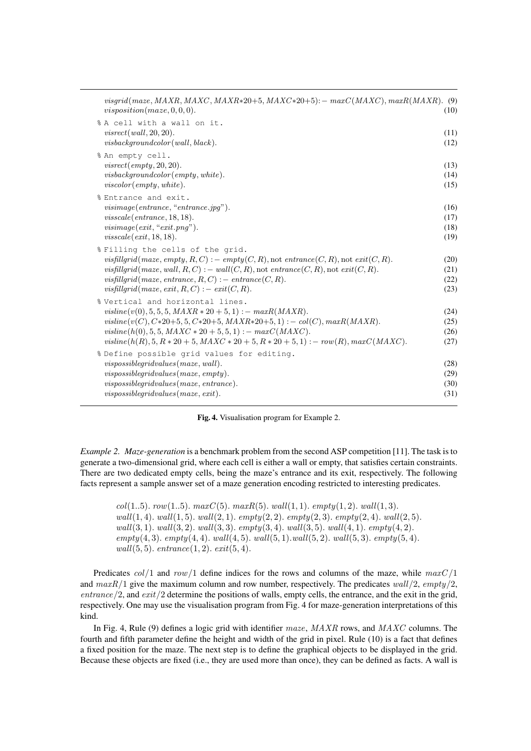$$visgrid(maze, MAXR, MAXC, MAXR{*}20{+}5, MAXC{*}20{+}5) :- maxC(MAXC), maxR(MAXR). \quad (9)$$
$$visposition(maze, 0, 0, 0). \quad (10)$$

```
% A cell with a wall on it.
```
$$visrect(wall, 20, 20). \quad (11)$$
$$visbackgroundcolor(wall, black). \quad (12)$$

```
% An empty cell.
```
$$visrect(empty, 20, 20). \quad (13)$$
$$visbackgroundcolor(empty, white). \quad (14)$$
$$viscolor(empty, white). \quad (15)$$

```
% Entrance and exit.
```
$$visimage(entrance, \text{“}entrance.jpg\text{”}). \quad (16)$$
$$visscale(entrance, 18, 18). \quad (17)$$
$$visimage(exit, \text{“}exit.png\text{”}). \quad (18)$$
$$visscale(exit, 18, 18). \quad (19)$$

```
% Filling the cells of the grid.
```
$$visfillgrid(maze, empty, R, C) :- empty(C, R), \text{not } entrance(C, R), \text{not } exit(C, R). \quad (20)$$
$$visfillgrid(maze, wall, R, C) :- wall(C, R), \text{not } entrance(C, R), \text{not } exit(C, R). \quad (21)$$
$$visfillgrid(maze, entrance, R, C) :- entrance(C, R). \quad (22)$$
$$visfillgrid(maze, exit, R, C) :- exit(C, R). \quad (23)$$

```
% Vertical and horizontal lines.
```
$$visline(v(0), 5, 5, 5, MAXR * 20 + 5, 1) :- maxR(MAXR). \quad (24)$$
$$visline(v(C), C{*}20{+}5, 5, C{*}20{+}5, MAXR{*}20{+}5, 1) :- col(C), maxR(MAXR). \quad (25)$$
$$visline(h(0), 5, 5, MAXC * 20 + 5, 5, 1) :- maxC(MAXC). \quad (26)$$
$$visline(h(R), 5, R * 20 + 5, MAXC * 20 + 5, R * 20 + 5, 1) :- row(R), maxC(MAXC). \quad (27)$$

```
% Define possible grid values for editing.
```
$$vispossiblegridvalues(maze, wall). \quad (28)$$
$$vispossiblegridvalues(maze, empty). \quad (29)$$
$$vispossiblegridvalues(maze, entrance). \quad (30)$$
$$vispossiblegridvalues(maze, exit). \quad (31)$$

**Fig. 4.** Visualisation program for Example 2.

*Example 2. Maze-generation* is a benchmark problem from the second ASP competition [11]. The task is to generate a two-dimensional grid, where each cell is either a wall or empty, that satisfies certain constraints. There are two dedicated empty cells, being the maze's entrance and its exit, respectively. The following facts represent a sample answer set of a maze generation encoding restricted to interesting predicates.

$$col(1..5).\ row(1..5).\ maxC(5).\ maxR(5).\ wall(1,1).\ empty(1,2).\ wall(1,3).$$
$$wall(1,4).\ wall(1,5).\ wall(2,1).\ empty(2,2).\ empty(2,3).\ empty(2,4).\ wall(2,5).$$
$$wall(3,1).\ wall(3,2).\ wall(3,3).\ empty(3,4).\ wall(3,5).\ wall(4,1).\ empty(4,2).$$
$$empty(4,3).\ empty(4,4).\ wall(4,5).\ wall(5,1). wall(5,2).\ wall(5,3).\ empty(5,4).$$
$$wall(5,5).\ entrance(1,2).\ exit(5,4).$$

Predicates $col/1$ and $row/1$ define indices for the rows and columns of the maze, while $maxC/1$ and $maxR/1$ give the maximum column and row number, respectively. The predicates $wall/2$, $empty/2$, $entrance/2$, and $exit/2$ determine the positions of walls, empty cells, the entrance, and the exit in the grid, respectively. One may use the visualisation program from Fig. 4 for maze-generation interpretations of this kind.

In Fig. 4, Rule (9) defines a logic grid with identifier $maze$, $MAXR$ rows, and $MAXC$ columns. The fourth and fifth parameter define the height and width of the grid in pixel. Rule (10) is a fact that defines a fixed position for the maze. The next step is to define the graphical objects to be displayed in the grid. Because these objects are fixed (i.e., they are used more than once), they can be defined as facts. A wall is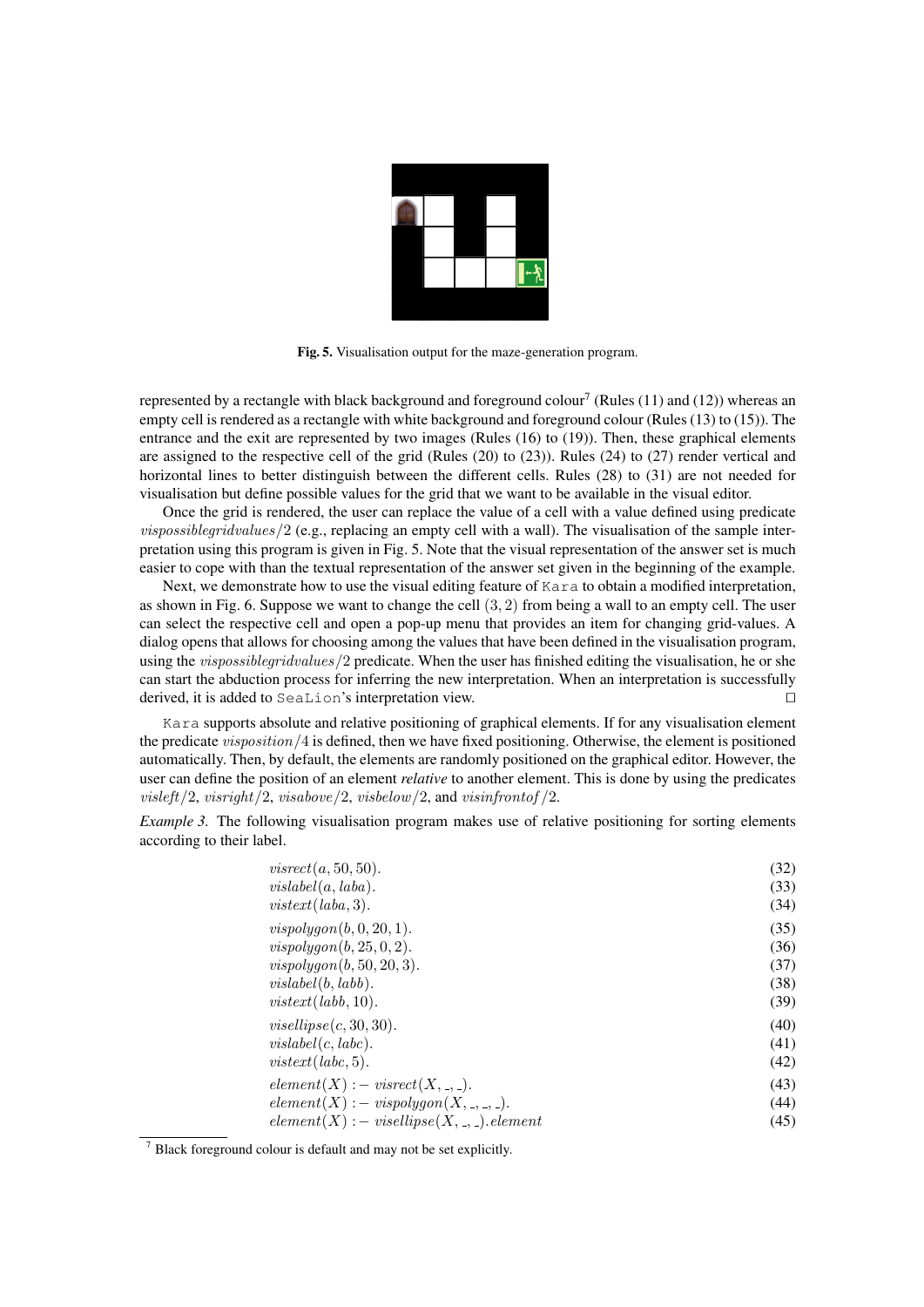**Fig. 5.** Visualisation output for the maze-generation program.

represented by a rectangle with black background and foreground colour[7] (Rules (11) and (12)) whereas an empty cell is rendered as a rectangle with white background and foreground colour (Rules (13) to (15)). The entrance and the exit are represented by two images (Rules (16) to (19)). Then, these graphical elements are assigned to the respective cell of the grid (Rules (20) to (23)). Rules (24) to (27) render vertical and horizontal lines to better distinguish between the different cells. Rules (28) to (31) are not needed for visualisation but define possible values for the grid that we want to be available in the visual editor.

Once the grid is rendered, the user can replace the value of a cell with a value defined using predicate $vispossiblegridvalues/2$ (e.g., replacing an empty cell with a wall). The visualisation of the sample interpretation using this program is given in Fig. 5. Note that the visual representation of the answer set is much easier to cope with than the textual representation of the answer set given in the beginning of the example.

Next, we demonstrate how to use the visual editing feature of Kara to obtain a modified interpretation, as shown in Fig. 6. Suppose we want to change the cell $(3, 2)$ from being a wall to an empty cell. The user can select the respective cell and open a pop-up menu that provides an item for changing grid-values. A dialog opens that allows for choosing among the values that have been defined in the visualisation program, using the $vispossiblegridvalues/2$ predicate. When the user has finished editing the visualisation, he or she can start the abduction process for inferring the new interpretation. When an interpretation is successfully derived, it is added to SeaLion's interpretation view. □

Kara supports absolute and relative positioning of graphical elements. If for any visualisation element the predicate $visposition/4$ is defined, then we have fixed positioning. Otherwise, the element is positioned automatically. Then, by default, the elements are randomly positioned on the graphical editor. However, the user can define the position of an element *relative* to another element. This is done by using the predicates $visleft/2$, $visright/2$, $visabove/2$, $visbelow/2$, and $visinfrontof/2$.

*Example 3.* The following visualisation program makes use of relative positioning for sorting elements according to their label.

$$visrect(a, 50, 50). \tag{32}$$
$$vislabel(a, laba). \tag{33}$$
$$vistext(laba, 3). \tag{34}$$
$$vispolygon(b, 0, 20, 1). \tag{35}$$
$$vispolygon(b, 25, 0, 2). \tag{36}$$
$$vispolygon(b, 50, 20, 3). \tag{37}$$
$$vislabel(b, labb). \tag{38}$$
$$vistext(labb, 10). \tag{39}$$
$$visellipse(c, 30, 30). \tag{40}$$
$$vislabel(c, labc). \tag{41}$$
$$vistext(labc, 5). \tag{42}$$
$$element(X) :- visrect(X, \_, \_). \tag{43}$$
$$element(X) :- vispolygon(X, \_, \_, \_). \tag{44}$$
$$element(X) :- visellipse(X, \_, \_).element \tag{45}$$

[7] Black foreground colour is default and may not be set explicitly.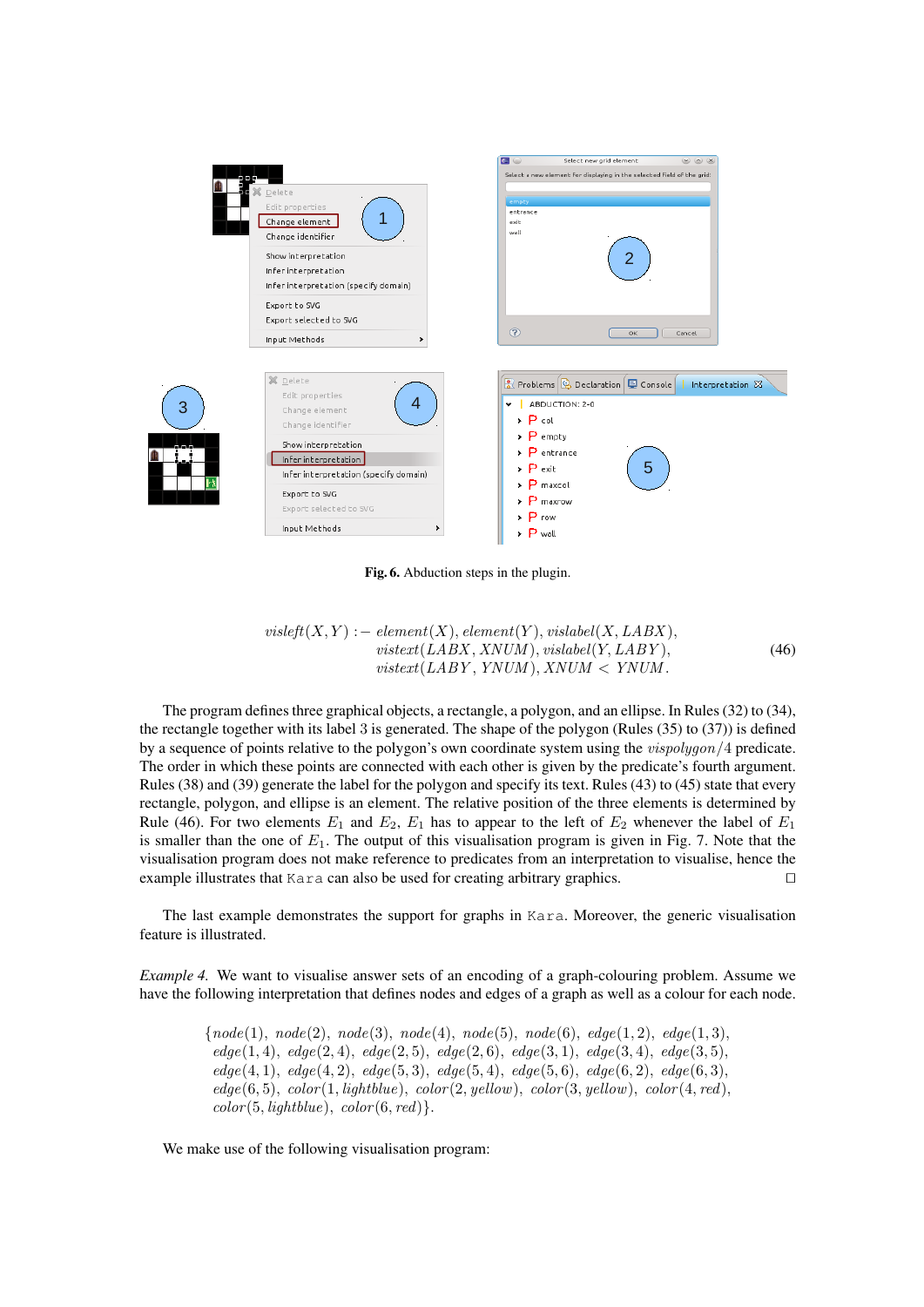Fig. 6. Abduction steps in the plugin.

$$visleft(X, Y) :- element(X), element(Y), vislabel(X, LABX), \\ vistext(LABX, XNUM), vislabel(Y, LABY), \\ vistext(LABY, YNUM), XNUM < YNUM. \quad (46)$$

The program defines three graphical objects, a rectangle, a polygon, and an ellipse. In Rules (32) to (34), the rectangle together with its label 3 is generated. The shape of the polygon (Rules (35) to (37)) is defined by a sequence of points relative to the polygon's own coordinate system using the $vispolygon/4$ predicate. The order in which these points are connected with each other is given by the predicate's fourth argument. Rules (38) and (39) generate the label for the polygon and specify its text. Rules (43) to (45) state that every rectangle, polygon, and ellipse is an element. The relative position of the three elements is determined by Rule (46). For two elements $E_1$ and $E_2$, $E_1$ has to appear to the left of $E_2$ whenever the label of $E_1$ is smaller than the one of $E_1$. The output of this visualisation program is given in Fig. 7. Note that the visualisation program does not make reference to predicates from an interpretation to visualise, hence the example illustrates that Kara can also be used for creating arbitrary graphics. □

The last example demonstrates the support for graphs in Kara. Moreover, the generic visualisation feature is illustrated.

*Example 4.* We want to visualise answer sets of an encoding of a graph-colouring problem. Assume we have the following interpretation that defines nodes and edges of a graph as well as a colour for each node.

$$\{node(1), node(2), node(3), node(4), node(5), node(6), edge(1,2), edge(1,3), \\ edge(1,4), edge(2,4), edge(2,5), edge(2,6), edge(3,1), edge(3,4), edge(3,5), \\ edge(4,1), edge(4,2), edge(5,3), edge(5,4), edge(5,6), edge(6,2), edge(6,3), \\ edge(6,5), color(1, lightblue), color(2, yellow), color(3, yellow), color(4, red), \\ color(5, lightblue), color(6, red)\}.$$

We make use of the following visualisation program: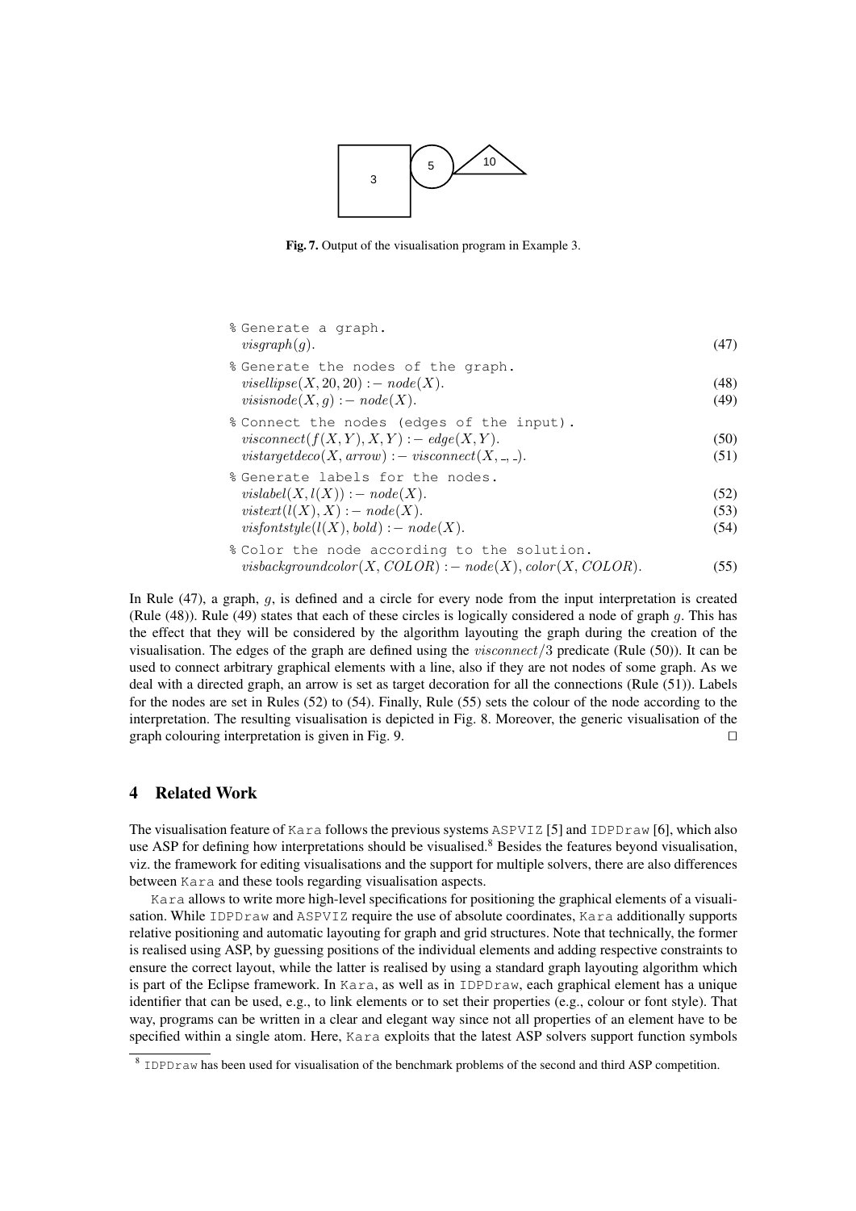Fig. 7. Output of the visualisation program in Example 3.

```
% Generate a graph.
```

$$visgraph(g). \tag{47}$$

```
% Generate the nodes of the graph.
```

$$visellipse(X, 20, 20) :- node(X). \tag{48}$$

$$visisnode(X, g) :- node(X). \tag{49}$$

```
% Connect the nodes (edges of the input).
```

$$visconnect(f(X, Y), X, Y) :- edge(X, Y). \tag{50}$$

$$vistargetdeco(X, arrow) :- visconnect(X, \_, \_). \tag{51}$$

```
% Generate labels for the nodes.
```

$$vislabel(X, l(X)) :- node(X). \tag{52}$$

$$vistext(l(X), X) :- node(X). \tag{53}$$

$$visfontstyle(l(X), bold) :- node(X). \tag{54}$$

```
% Color the node according to the solution.
```

$$visbackgroundcolor(X, COLOR) :- node(X), color(X, COLOR). \tag{55}$$

In Rule (47), a graph, $g$, is defined and a circle for every node from the input interpretation is created (Rule (48)). Rule (49) states that each of these circles is logically considered a node of graph $g$. This has the effect that they will be considered by the algorithm layouting the graph during the creation of the visualisation. The edges of the graph are defined using the $visconnect/3$ predicate (Rule (50)). It can be used to connect arbitrary graphical elements with a line, also if they are not nodes of some graph. As we deal with a directed graph, an arrow is set as target decoration for all the connections (Rule (51)). Labels for the nodes are set in Rules (52) to (54). Finally, Rule (55) sets the colour of the node according to the interpretation. The resulting visualisation is depicted in Fig. 8. Moreover, the generic visualisation of the graph colouring interpretation is given in Fig. 9. □

## 4 Related Work

The visualisation feature of Kara follows the previous systems ASPVIZ [5] and IDPDraw [6], which also use ASP for defining how interpretations should be visualised.[8] Besides the features beyond visualisation, viz. the framework for editing visualisations and the support for multiple solvers, there are also differences between Kara and these tools regarding visualisation aspects.

Kara allows to write more high-level specifications for positioning the graphical elements of a visualisation. While IDPDraw and ASPVIZ require the use of absolute coordinates, Kara additionally supports relative positioning and automatic layouting for graph and grid structures. Note that technically, the former is realised using ASP, by guessing positions of the individual elements and adding respective constraints to ensure the correct layout, while the latter is realised by using a standard graph layouting algorithm which is part of the Eclipse framework. In Kara, as well as in IDPDraw, each graphical element has a unique identifier that can be used, e.g., to link elements or to set their properties (e.g., colour or font style). That way, programs can be written in a clear and elegant way since not all properties of an element have to be specified within a single atom. Here, Kara exploits that the latest ASP solvers support function symbols

[8] IDPDraw has been used for visualisation of the benchmark problems of the second and third ASP competition.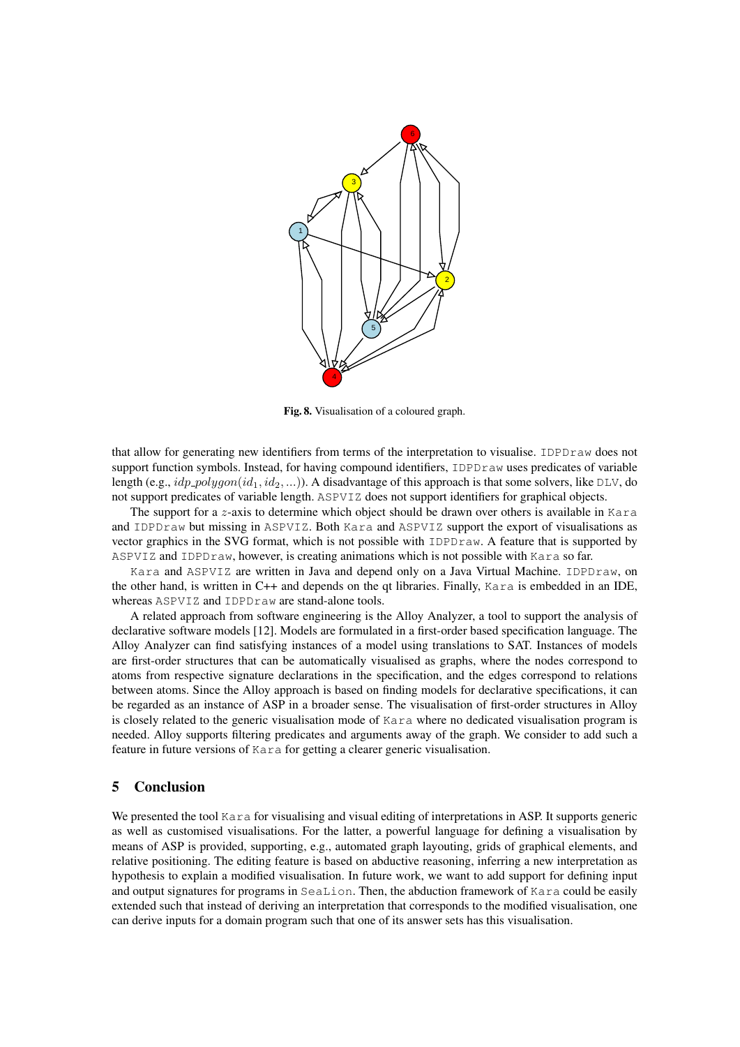**Fig. 8.** Visualisation of a coloured graph.

that allow for generating new identifiers from terms of the interpretation to visualise. IDPDraw does not support function symbols. Instead, for having compound identifiers, IDPDraw uses predicates of variable length (e.g., $idp\_polygon(id_1, id_2, ...)$). A disadvantage of this approach is that some solvers, like DLV, do not support predicates of variable length. ASPVIZ does not support identifiers for graphical objects.

The support for a $z$-axis to determine which object should be drawn over others is available in Kara and IDPDraw but missing in ASPVIZ. Both Kara and ASPVIZ support the export of visualisations as vector graphics in the SVG format, which is not possible with IDPDraw. A feature that is supported by ASPVIZ and IDPDraw, however, is creating animations which is not possible with Kara so far.

Kara and ASPVIZ are written in Java and depend only on a Java Virtual Machine. IDPDraw, on the other hand, is written in C++ and depends on the qt libraries. Finally, Kara is embedded in an IDE, whereas ASPVIZ and IDPDraw are stand-alone tools.

A related approach from software engineering is the Alloy Analyzer, a tool to support the analysis of declarative software models [12]. Models are formulated in a first-order based specification language. The Alloy Analyzer can find satisfying instances of a model using translations to SAT. Instances of models are first-order structures that can be automatically visualised as graphs, where the nodes correspond to atoms from respective signature declarations in the specification, and the edges correspond to relations between atoms. Since the Alloy approach is based on finding models for declarative specifications, it can be regarded as an instance of ASP in a broader sense. The visualisation of first-order structures in Alloy is closely related to the generic visualisation mode of Kara where no dedicated visualisation program is needed. Alloy supports filtering predicates and arguments away of the graph. We consider to add such a feature in future versions of Kara for getting a clearer generic visualisation.

## 5 Conclusion

We presented the tool Kara for visualising and visual editing of interpretations in ASP. It supports generic as well as customised visualisations. For the latter, a powerful language for defining a visualisation by means of ASP is provided, supporting, e.g., automated graph layouting, grids of graphical elements, and relative positioning. The editing feature is based on abductive reasoning, inferring a new interpretation as hypothesis to explain a modified visualisation. In future work, we want to add support for defining input and output signatures for programs in SeaLion. Then, the abduction framework of Kara could be easily extended such that instead of deriving an interpretation that corresponds to the modified visualisation, one can derive inputs for a domain program such that one of its answer sets has this visualisation.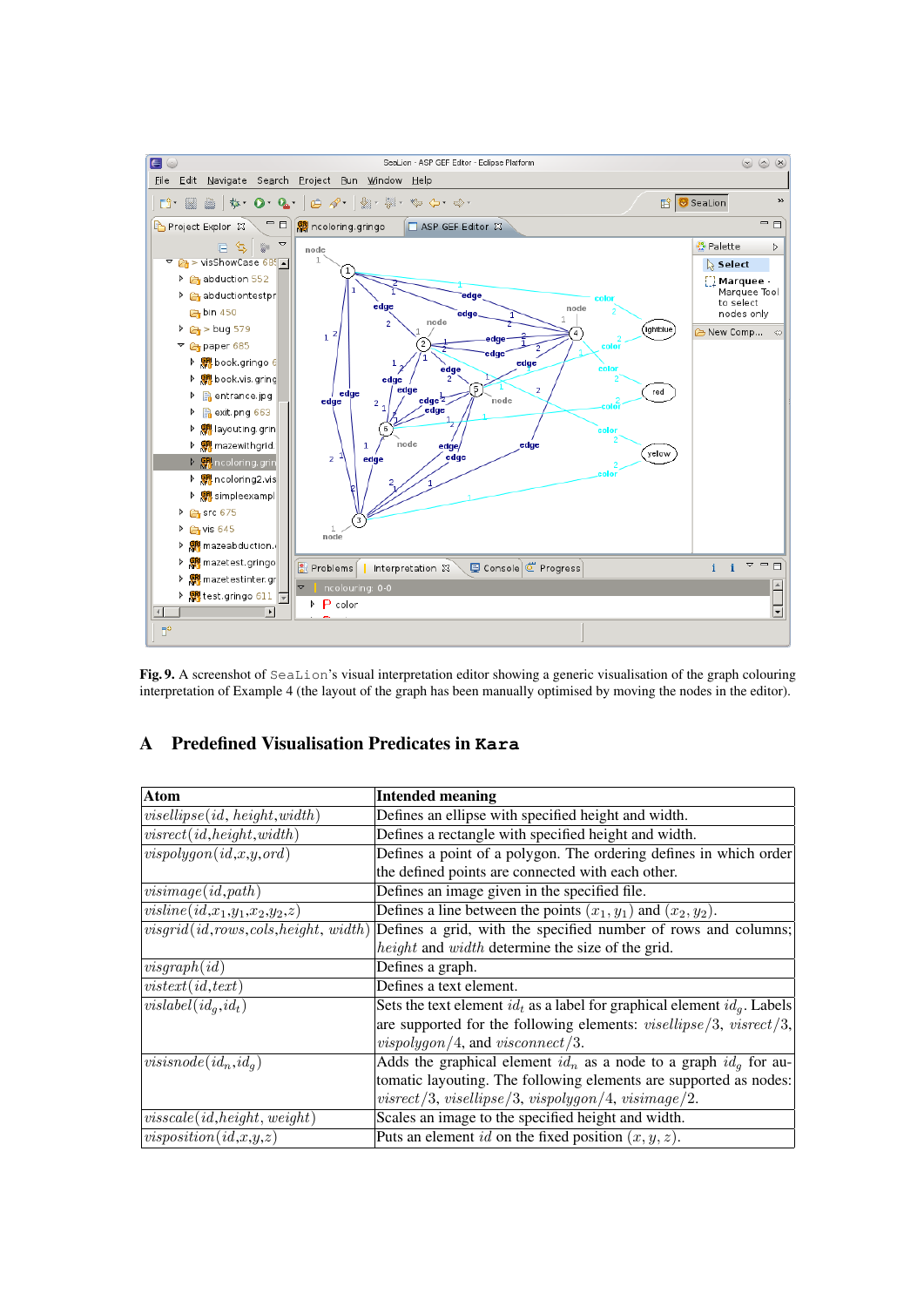**Fig. 9.** A screenshot of `SeaLion`'s visual interpretation editor showing a generic visualisation of the graph colouring interpretation of Example 4 (the layout of the graph has been manually optimised by moving the nodes in the editor).

## A Predefined Visualisation Predicates in `Kara`

| Atom | Intended meaning |
|---|---|
| $visellipse(id, height, width)$ | Defines an ellipse with specified height and width. |
| $visrect(id, height, width)$ | Defines a rectangle with specified height and width. |
| $vispolygon(id, x, y, ord)$ | Defines a point of a polygon. The ordering defines in which order the defined points are connected with each other. |
| $visimage(id, path)$ | Defines an image given in the specified file. |
| $visline(id, x_1, y_1, x_2, y_2, z)$ | Defines a line between the points $(x_1, y_1)$ and $(x_2, y_2)$. |
| $visgrid(id, rows, cols, height, width)$ | Defines a grid, with the specified number of rows and columns; $height$ and $width$ determine the size of the grid. |
| $visgraph(id)$ | Defines a graph. |
| $vistext(id, text)$ | Defines a text element. |
| $vislabel(id_g, id_t)$ | Sets the text element $id_t$ as a label for graphical element $id_g$. Labels are supported for the following elements: $visellipse/3$, $visrect/3$, $vispolygon/4$, and $visconnect/3$. |
| $visisnode(id_n, id_g)$ | Adds the graphical element $id_n$ as a node to a graph $id_g$ for automatic layouting. The following elements are supported as nodes: $visrect/3$, $visellipse/3$, $vispolygon/4$, $visimage/2$. |
| $visscale(id, height, weight)$ | Scales an image to the specified height and width. |
| $visposition(id, x, y, z)$ | Puts an element $id$ on the fixed position $(x, y, z)$. |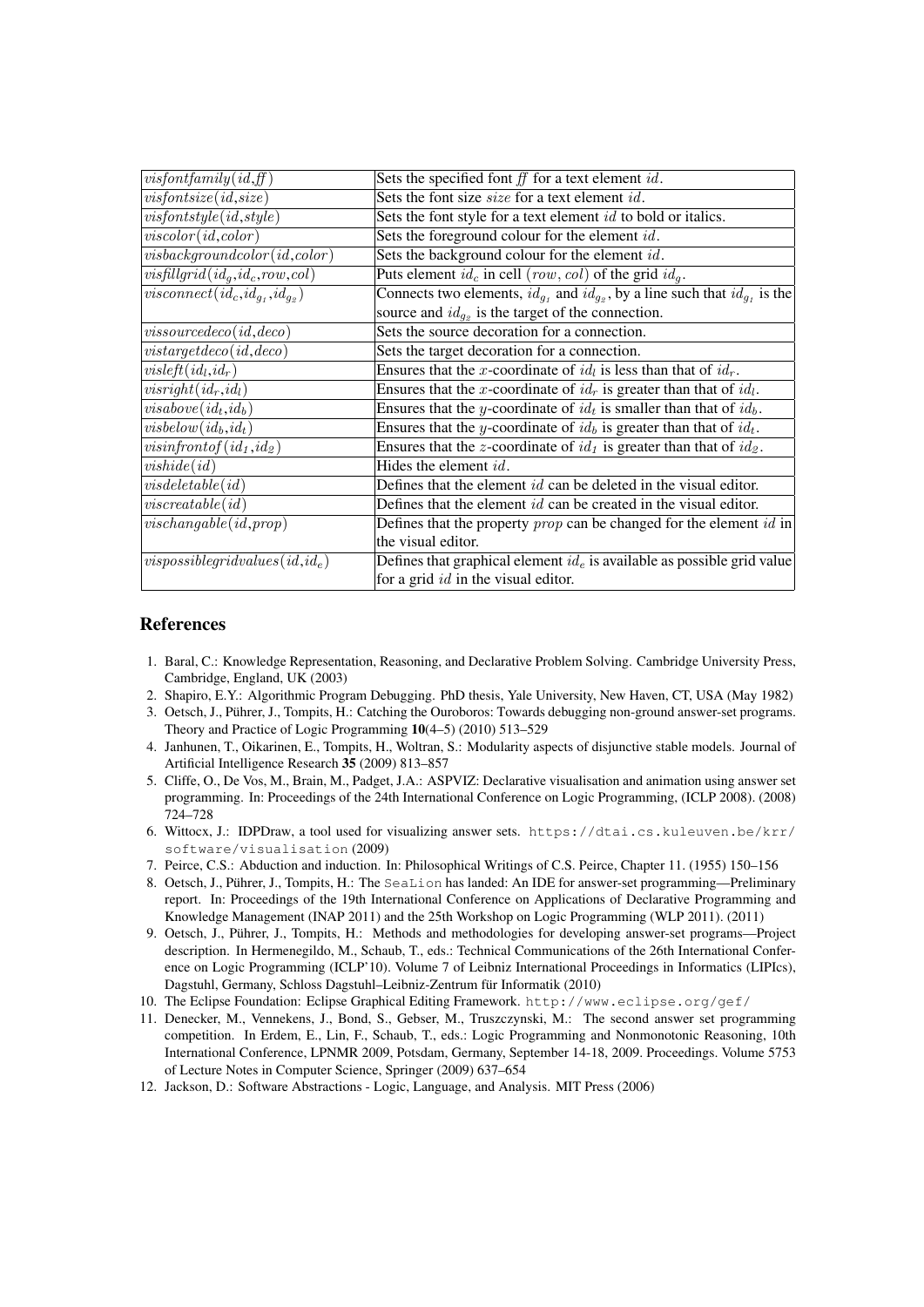| | |
|---|---|
| $visfontfamily(id,ff)$ | Sets the specified font $ff$ for a text element $id$. |
| $visfontsize(id,size)$ | Sets the font size $size$ for a text element $id$. |
| $visfontstyle(id,style)$ | Sets the font style for a text element $id$ to bold or italics. |
| $viscolor(id,color)$ | Sets the foreground colour for the element $id$. |
| $visbackgroundcolor(id,color)$ | Sets the background colour for the element $id$. |
| $visfillgrid(id_g,id_c,row,col)$ | Puts element $id_c$ in cell $(row, col)$ of the grid $id_g$. |
| $visconnect(id_c,id_{g_1},id_{g_2})$ | Connects two elements, $id_{g_1}$ and $id_{g_2}$, by a line such that $id_{g_1}$ is the source and $id_{g_2}$ is the target of the connection. |
| $vissourcedeco(id,deco)$ | Sets the source decoration for a connection. |
| $vistargetdeco(id,deco)$ | Sets the target decoration for a connection. |
| $visleft(id_l,id_r)$ | Ensures that the $x$-coordinate of $id_l$ is less than that of $id_r$. |
| $visright(id_r,id_l)$ | Ensures that the $x$-coordinate of $id_r$ is greater than that of $id_l$. |
| $visabove(id_t,id_b)$ | Ensures that the $y$-coordinate of $id_t$ is smaller than that of $id_b$. |
| $visbelow(id_b,id_t)$ | Ensures that the $y$-coordinate of $id_b$ is greater than that of $id_t$. |
| $visinfrontof(id_1,id_2)$ | Ensures that the $z$-coordinate of $id_1$ is greater than that of $id_2$. |
| $vishide(id)$ | Hides the element $id$. |
| $visdeletable(id)$ | Defines that the element $id$ can be deleted in the visual editor. |
| $viscreatable(id)$ | Defines that the element $id$ can be created in the visual editor. |
| $vischangable(id,prop)$ | Defines that the property $prop$ can be changed for the element $id$ in the visual editor. |
| $vispossiblegridvalues(id,id_e)$ | Defines that graphical element $id_e$ is available as possible grid value for a grid $id$ in the visual editor. |

## References

1. Baral, C.: Knowledge Representation, Reasoning, and Declarative Problem Solving. Cambridge University Press, Cambridge, England, UK (2003)
2. Shapiro, E.Y.: Algorithmic Program Debugging. PhD thesis, Yale University, New Haven, CT, USA (May 1982)
3. Oetsch, J., Pührer, J., Tompits, H.: Catching the Ouroboros: Towards debugging non-ground answer-set programs. Theory and Practice of Logic Programming **10**(4–5) (2010) 513–529
4. Janhunen, T., Oikarinen, E., Tompits, H., Woltran, S.: Modularity aspects of disjunctive stable models. Journal of Artificial Intelligence Research **35** (2009) 813–857
5. Cliffe, O., De Vos, M., Brain, M., Padget, J.A.: ASPVIZ: Declarative visualisation and animation using answer set programming. In: Proceedings of the 24th International Conference on Logic Programming, (ICLP 2008). (2008) 724–728
6. Wittocx, J.: IDPDraw, a tool used for visualizing answer sets. https://dtai.cs.kuleuven.be/krr/software/visualisation (2009)
7. Peirce, C.S.: Abduction and induction. In: Philosophical Writings of C.S. Peirce, Chapter 11. (1955) 150–156
8. Oetsch, J., Pührer, J., Tompits, H.: The SeaLion has landed: An IDE for answer-set programming—Preliminary report. In: Proceedings of the 19th International Conference on Applications of Declarative Programming and Knowledge Management (INAP 2011) and the 25th Workshop on Logic Programming (WLP 2011). (2011)
9. Oetsch, J., Pührer, J., Tompits, H.: Methods and methodologies for developing answer-set programs—Project description. In Hermenegildo, M., Schaub, T., eds.: Technical Communications of the 26th International Conference on Logic Programming (ICLP'10). Volume 7 of Leibniz International Proceedings in Informatics (LIPIcs), Dagstuhl, Germany, Schloss Dagstuhl–Leibniz-Zentrum für Informatik (2010)
10. The Eclipse Foundation: Eclipse Graphical Editing Framework. http://www.eclipse.org/gef/
11. Denecker, M., Vennekens, J., Bond, S., Gebser, M., Truszczynski, M.: The second answer set programming competition. In Erdem, E., Lin, F., Schaub, T., eds.: Logic Programming and Nonmonotonic Reasoning, 10th International Conference, LPNMR 2009, Potsdam, Germany, September 14-18, 2009. Proceedings. Volume 5753 of Lecture Notes in Computer Science, Springer (2009) 637–654
12. Jackson, D.: Software Abstractions - Logic, Language, and Analysis. MIT Press (2006)